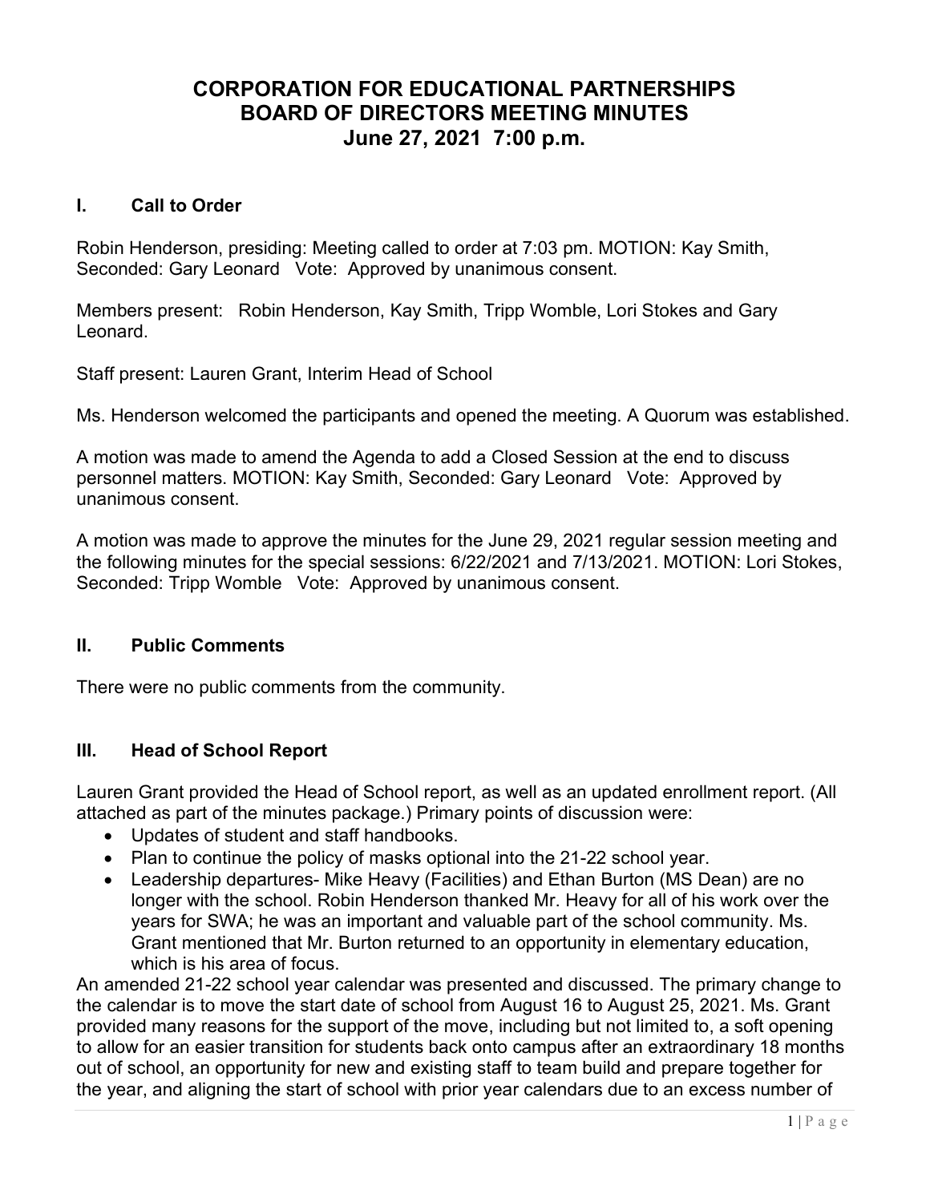# CORPORATION FOR EDUCATIONAL PARTNERSHIPS
# BOARD OF DIRECTORS MEETING MINUTES
# June 27, 2021 7:00 p.m.

## I. Call to Order

Robin Henderson, presiding: Meeting called to order at 7:03 pm. MOTION: Kay Smith, Seconded: Gary Leonard Vote: Approved by unanimous consent.

Members present: Robin Henderson, Kay Smith, Tripp Womble, Lori Stokes and Gary Leonard.

Staff present: Lauren Grant, Interim Head of School

Ms. Henderson welcomed the participants and opened the meeting. A Quorum was established.

A motion was made to amend the Agenda to add a Closed Session at the end to discuss personnel matters. MOTION: Kay Smith, Seconded: Gary Leonard Vote: Approved by unanimous consent.

A motion was made to approve the minutes for the June 29, 2021 regular session meeting and the following minutes for the special sessions: 6/22/2021 and 7/13/2021. MOTION: Lori Stokes, Seconded: Tripp Womble Vote: Approved by unanimous consent.

## II. Public Comments

There were no public comments from the community.

## III. Head of School Report

Lauren Grant provided the Head of School report, as well as an updated enrollment report. (All attached as part of the minutes package.) Primary points of discussion were:

- Updates of student and staff handbooks.
- Plan to continue the policy of masks optional into the 21-22 school year.
- Leadership departures- Mike Heavy (Facilities) and Ethan Burton (MS Dean) are no longer with the school. Robin Henderson thanked Mr. Heavy for all of his work over the years for SWA; he was an important and valuable part of the school community. Ms. Grant mentioned that Mr. Burton returned to an opportunity in elementary education, which is his area of focus.

An amended 21-22 school year calendar was presented and discussed. The primary change to the calendar is to move the start date of school from August 16 to August 25, 2021. Ms. Grant provided many reasons for the support of the move, including but not limited to, a soft opening to allow for an easier transition for students back onto campus after an extraordinary 18 months out of school, an opportunity for new and existing staff to team build and prepare together for the year, and aligning the start of school with prior year calendars due to an excess number of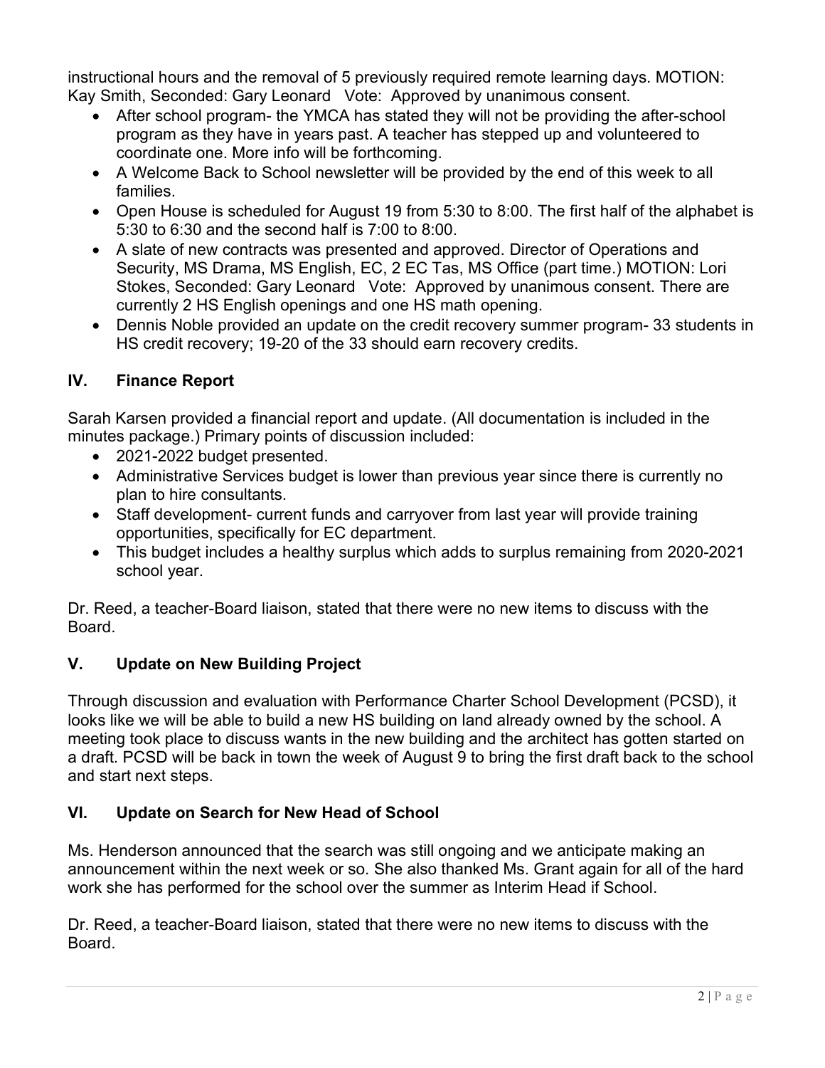instructional hours and the removal of 5 previously required remote learning days. MOTION: Kay Smith, Seconded: Gary Leonard   Vote:  Approved by unanimous consent.

- After school program- the YMCA has stated they will not be providing the after-school program as they have in years past. A teacher has stepped up and volunteered to coordinate one. More info will be forthcoming.
- A Welcome Back to School newsletter will be provided by the end of this week to all families.
- Open House is scheduled for August 19 from 5:30 to 8:00. The first half of the alphabet is 5:30 to 6:30 and the second half is 7:00 to 8:00.
- A slate of new contracts was presented and approved. Director of Operations and Security, MS Drama, MS English, EC, 2 EC Tas, MS Office (part time.) MOTION: Lori Stokes, Seconded: Gary Leonard   Vote:  Approved by unanimous consent. There are currently 2 HS English openings and one HS math opening.
- Dennis Noble provided an update on the credit recovery summer program- 33 students in HS credit recovery; 19-20 of the 33 should earn recovery credits.

## IV. Finance Report

Sarah Karsen provided a financial report and update. (All documentation is included in the minutes package.) Primary points of discussion included:

- 2021-2022 budget presented.
- Administrative Services budget is lower than previous year since there is currently no plan to hire consultants.
- Staff development- current funds and carryover from last year will provide training opportunities, specifically for EC department.
- This budget includes a healthy surplus which adds to surplus remaining from 2020-2021 school year.

Dr. Reed, a teacher-Board liaison, stated that there were no new items to discuss with the Board.

## V. Update on New Building Project

Through discussion and evaluation with Performance Charter School Development (PCSD), it looks like we will be able to build a new HS building on land already owned by the school. A meeting took place to discuss wants in the new building and the architect has gotten started on a draft. PCSD will be back in town the week of August 9 to bring the first draft back to the school and start next steps.

## VI. Update on Search for New Head of School

Ms. Henderson announced that the search was still ongoing and we anticipate making an announcement within the next week or so. She also thanked Ms. Grant again for all of the hard work she has performed for the school over the summer as Interim Head if School.

Dr. Reed, a teacher-Board liaison, stated that there were no new items to discuss with the Board.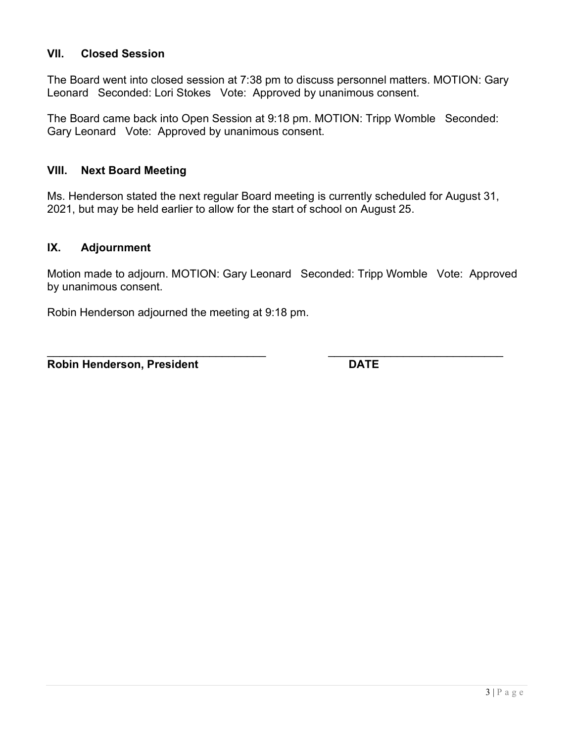## VII. Closed Session

The Board went into closed session at 7:38 pm to discuss personnel matters. MOTION: Gary Leonard Seconded: Lori Stokes Vote: Approved by unanimous consent.

The Board came back into Open Session at 9:18 pm. MOTION: Tripp Womble Seconded: Gary Leonard Vote: Approved by unanimous consent.

## VIII. Next Board Meeting

Ms. Henderson stated the next regular Board meeting is currently scheduled for August 31, 2021, but may be held earlier to allow for the start of school on August 25.

## IX. Adjournment

Motion made to adjourn. MOTION: Gary Leonard Seconded: Tripp Womble Vote: Approved by unanimous consent.

Robin Henderson adjourned the meeting at 9:18 pm.

\_\_\_\_\_\_\_\_\_\_\_\_\_\_\_\_\_\_\_\_\_\_\_\_\_\_\_\_\_\_\_\_\_\_\_\_ \_\_\_\_\_\_\_\_\_\_\_\_\_\_\_\_\_\_\_\_\_\_\_\_\_\_\_\_\_\_

**Robin Henderson, President** **DATE**